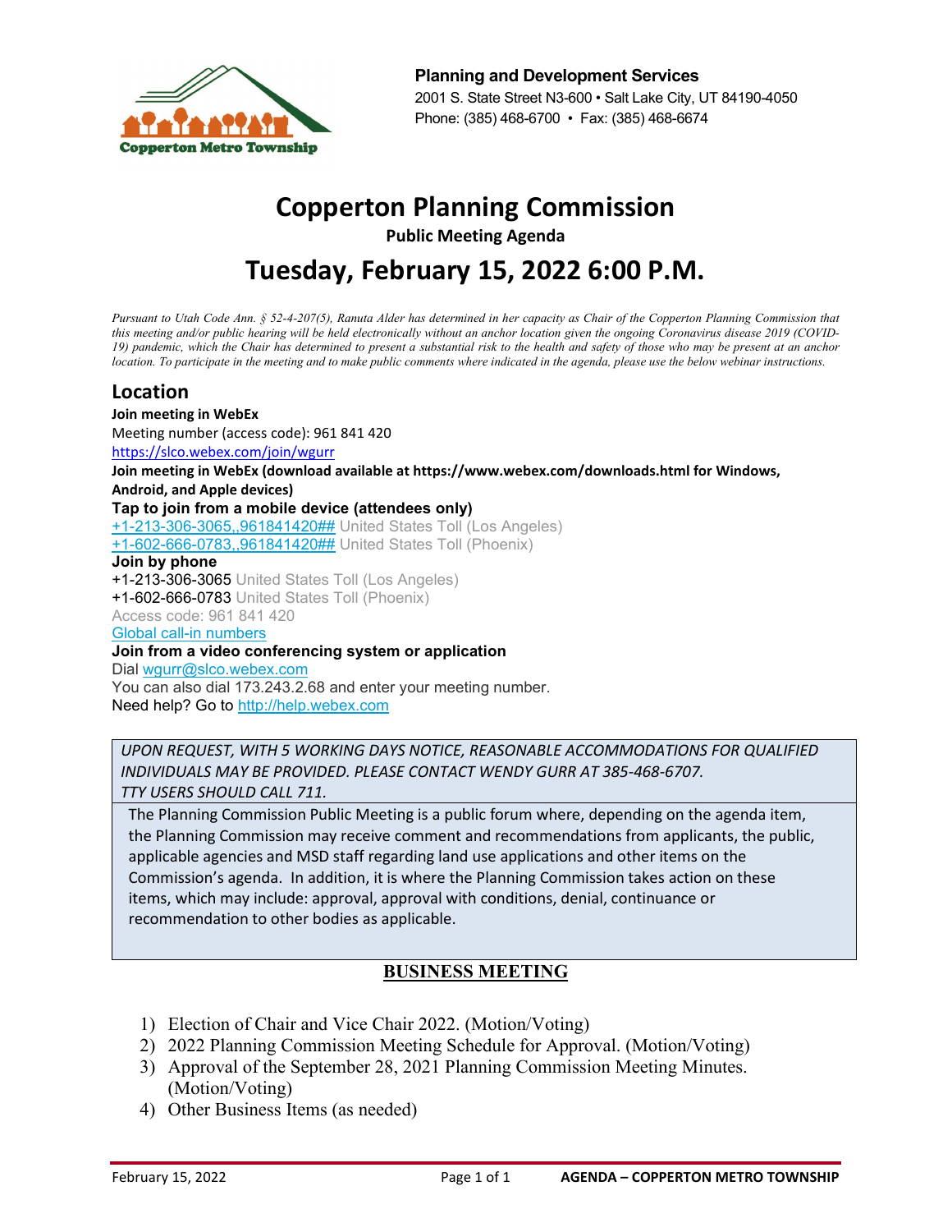Copperton Metro Township

**Planning and Development Services**
2001 S. State Street N3-600 • Salt Lake City, UT 84190-4050
Phone: (385) 468-6700 • Fax: (385) 468-6674

# Copperton Planning Commission

**Public Meeting Agenda**

# Tuesday, February 15, 2022 6:00 P.M.

*Pursuant to Utah Code Ann. § 52-4-207(5), Ranuta Alder has determined in her capacity as Chair of the Copperton Planning Commission that this meeting and/or public hearing will be held electronically without an anchor location given the ongoing Coronavirus disease 2019 (COVID-19) pandemic, which the Chair has determined to present a substantial risk to the health and safety of those who may be present at an anchor location. To participate in the meeting and to make public comments where indicated in the agenda, please use the below webinar instructions.*

## Location

**Join meeting in WebEx**
Meeting number (access code): 961 841 420
https://slco.webex.com/join/wgurr
**Join meeting in WebEx (download available at https://www.webex.com/downloads.html for Windows, Android, and Apple devices)**
**Tap to join from a mobile device (attendees only)**
+1-213-306-3065,,961841420## United States Toll (Los Angeles)
+1-602-666-0783,,961841420## United States Toll (Phoenix)
**Join by phone**
+1-213-306-3065 United States Toll (Los Angeles)
+1-602-666-0783 United States Toll (Phoenix)
Access code: 961 841 420
Global call-in numbers
**Join from a video conferencing system or application**
Dial wgurr@slco.webex.com
You can also dial 173.243.2.68 and enter your meeting number.
Need help? Go to http://help.webex.com

*UPON REQUEST, WITH 5 WORKING DAYS NOTICE, REASONABLE ACCOMMODATIONS FOR QUALIFIED INDIVIDUALS MAY BE PROVIDED. PLEASE CONTACT WENDY GURR AT 385-468-6707. TTY USERS SHOULD CALL 711.*

The Planning Commission Public Meeting is a public forum where, depending on the agenda item, the Planning Commission may receive comment and recommendations from applicants, the public, applicable agencies and MSD staff regarding land use applications and other items on the Commission's agenda. In addition, it is where the Planning Commission takes action on these items, which may include: approval, approval with conditions, denial, continuance or recommendation to other bodies as applicable.

## BUSINESS MEETING

1) Election of Chair and Vice Chair 2022. (Motion/Voting)
2) 2022 Planning Commission Meeting Schedule for Approval. (Motion/Voting)
3) Approval of the September 28, 2021 Planning Commission Meeting Minutes. (Motion/Voting)
4) Other Business Items (as needed)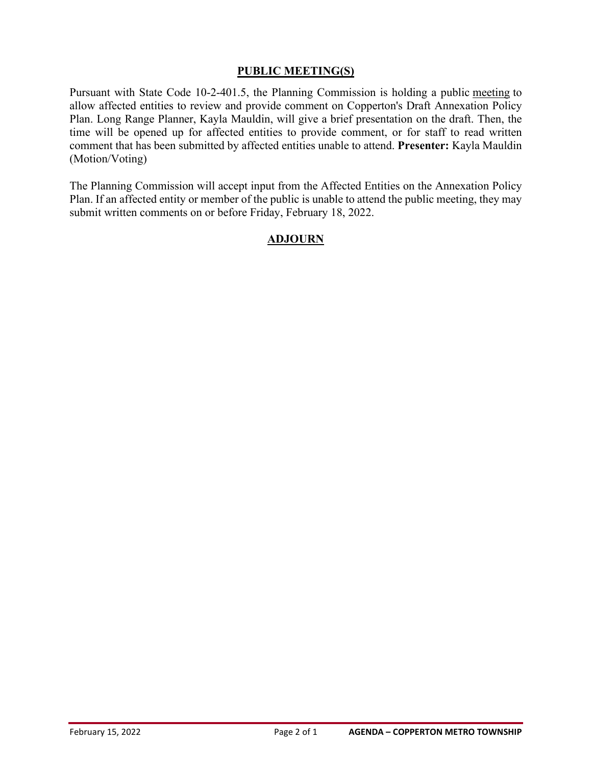## PUBLIC MEETING(S)

Pursuant with State Code 10-2-401.5, the Planning Commission is holding a public meeting to allow affected entities to review and provide comment on Copperton's Draft Annexation Policy Plan. Long Range Planner, Kayla Mauldin, will give a brief presentation on the draft. Then, the time will be opened up for affected entities to provide comment, or for staff to read written comment that has been submitted by affected entities unable to attend. **Presenter:** Kayla Mauldin (Motion/Voting)

The Planning Commission will accept input from the Affected Entities on the Annexation Policy Plan. If an affected entity or member of the public is unable to attend the public meeting, they may submit written comments on or before Friday, February 18, 2022.

## ADJOURN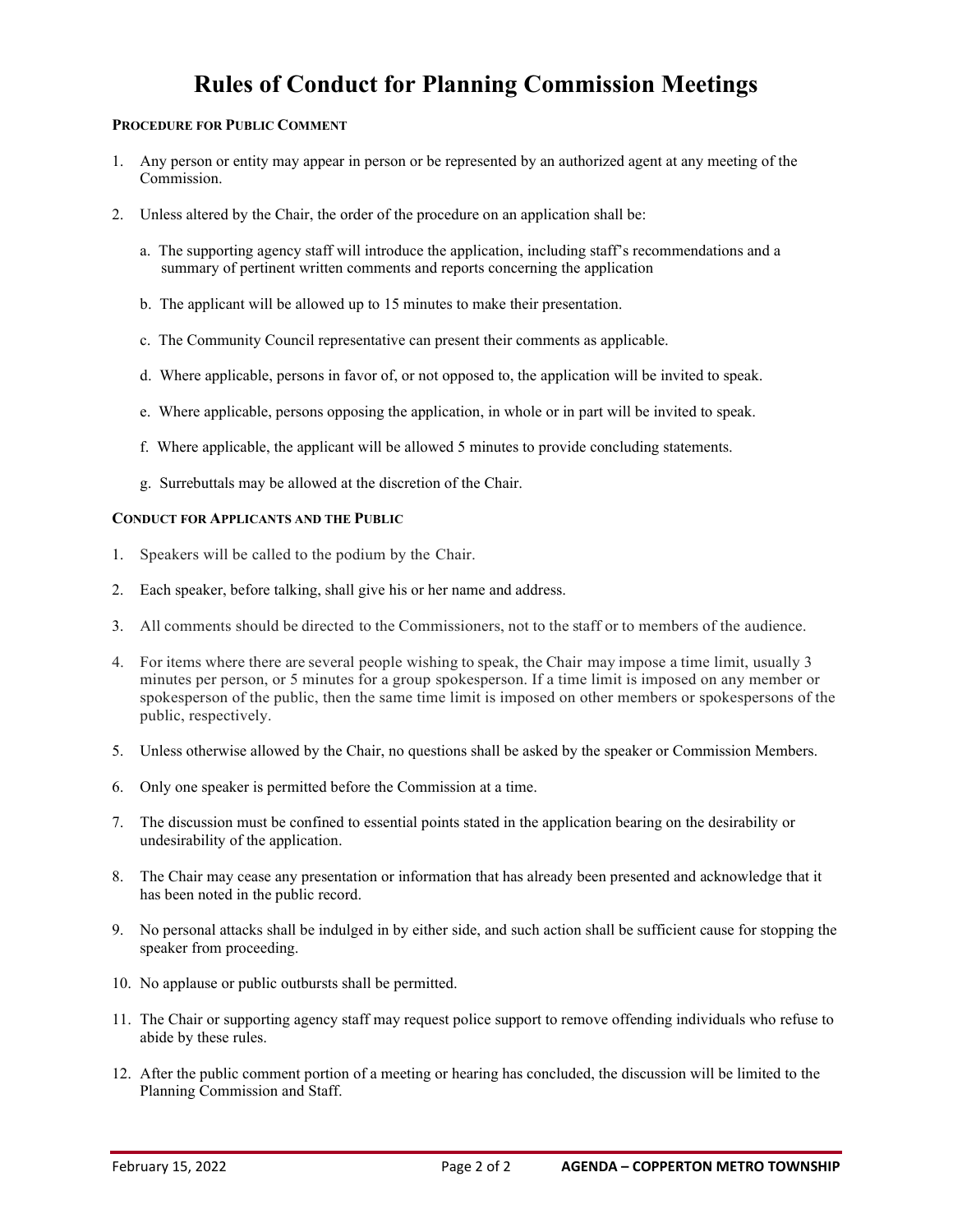# Rules of Conduct for Planning Commission Meetings

**PROCEDURE FOR PUBLIC COMMENT**

1. Any person or entity may appear in person or be represented by an authorized agent at any meeting of the Commission.
2. Unless altered by the Chair, the order of the procedure on an application shall be:
   a. The supporting agency staff will introduce the application, including staff's recommendations and a summary of pertinent written comments and reports concerning the application
   b. The applicant will be allowed up to 15 minutes to make their presentation.
   c. The Community Council representative can present their comments as applicable.
   d. Where applicable, persons in favor of, or not opposed to, the application will be invited to speak.
   e. Where applicable, persons opposing the application, in whole or in part will be invited to speak.
   f. Where applicable, the applicant will be allowed 5 minutes to provide concluding statements.
   g. Surrebuttals may be allowed at the discretion of the Chair.

**CONDUCT FOR APPLICANTS AND THE PUBLIC**

1. Speakers will be called to the podium by the Chair.
2. Each speaker, before talking, shall give his or her name and address.
3. All comments should be directed to the Commissioners, not to the staff or to members of the audience.
4. For items where there are several people wishing to speak, the Chair may impose a time limit, usually 3 minutes per person, or 5 minutes for a group spokesperson. If a time limit is imposed on any member or spokesperson of the public, then the same time limit is imposed on other members or spokespersons of the public, respectively.
5. Unless otherwise allowed by the Chair, no questions shall be asked by the speaker or Commission Members.
6. Only one speaker is permitted before the Commission at a time.
7. The discussion must be confined to essential points stated in the application bearing on the desirability or undesirability of the application.
8. The Chair may cease any presentation or information that has already been presented and acknowledge that it has been noted in the public record.
9. No personal attacks shall be indulged in by either side, and such action shall be sufficient cause for stopping the speaker from proceeding.
10. No applause or public outbursts shall be permitted.
11. The Chair or supporting agency staff may request police support to remove offending individuals who refuse to abide by these rules.
12. After the public comment portion of a meeting or hearing has concluded, the discussion will be limited to the Planning Commission and Staff.